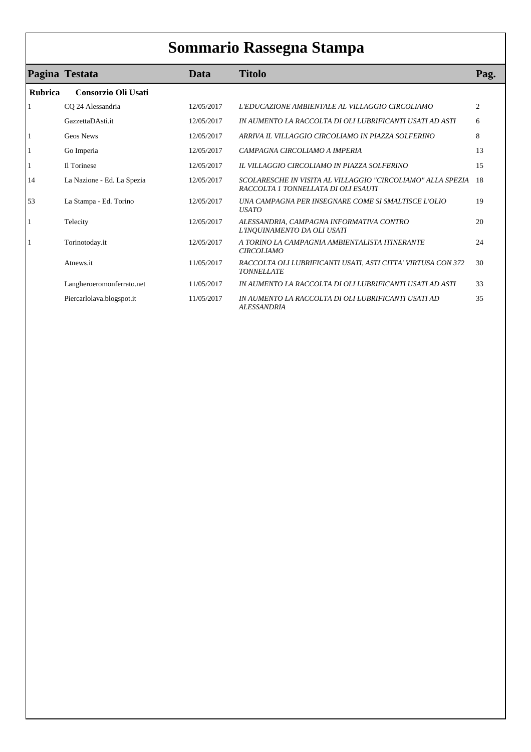# Sommario Rassegna Stampa

| Pagina | Testata | Data | Titolo | Pag. |
|---|---|---|---|---|
| **Rubrica** | **Consorzio Oli Usati** | | | |
| 1 | CQ 24 Alessandria | 12/05/2017 | *L'EDUCAZIONE AMBIENTALE AL VILLAGGIO CIRCOLIAMO* | 2 |
| | GazzettaDAsti.it | 12/05/2017 | *IN AUMENTO LA RACCOLTA DI OLI LUBRIFICANTI USATI AD ASTI* | 6 |
| 1 | Geos News | 12/05/2017 | *ARRIVA IL VILLAGGIO CIRCOLIAMO IN PIAZZA SOLFERINO* | 8 |
| 1 | Go Imperia | 12/05/2017 | *CAMPAGNA CIRCOLIAMO A IMPERIA* | 13 |
| 1 | Il Torinese | 12/05/2017 | *IL VILLAGGIO CIRCOLIAMO IN PIAZZA SOLFERINO* | 15 |
| 14 | La Nazione - Ed. La Spezia | 12/05/2017 | *SCOLARESCHE IN VISITA AL VILLAGGIO "CIRCOLIAMO" ALLA SPEZIA RACCOLTA 1 TONNELLATA DI OLI ESAUTI* | 18 |
| 53 | La Stampa - Ed. Torino | 12/05/2017 | *UNA CAMPAGNA PER INSEGNARE COME SI SMALTISCE L'OLIO USATO* | 19 |
| 1 | Telecity | 12/05/2017 | *ALESSANDRIA, CAMPAGNA INFORMATIVA CONTRO L'INQUINAMENTO DA OLI USATI* | 20 |
| 1 | Torinotoday.it | 12/05/2017 | *A TORINO LA CAMPAGNIA AMBIENTALISTA ITINERANTE CIRCOLIAMO* | 24 |
| | Atnews.it | 11/05/2017 | *RACCOLTA OLI LUBRIFICANTI USATI, ASTI CITTA' VIRTUSA CON 372 TONNELLATE* | 30 |
| | Langheroeromonferrato.net | 11/05/2017 | *IN AUMENTO LA RACCOLTA DI OLI LUBRIFICANTI USATI AD ASTI* | 33 |
| | Piercarlolava.blogspot.it | 11/05/2017 | *IN AUMENTO LA RACCOLTA DI OLI LUBRIFICANTI USATI AD ALESSANDRIA* | 35 |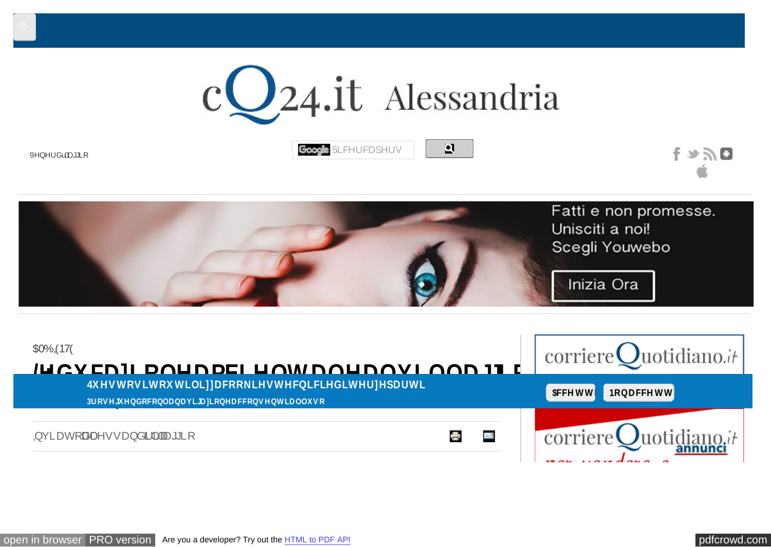cQ24.it Alessandria

9HQHUGuDJJLR

5LFHUFDSHUV

Fatti e non promesse.
Unisciti a noi!
Scegli Youwebo

Inizia Ora

$0%,(17(

# /HGXFDJLROHDPELHQWDOHDOOD...

4XHVWRVLWRXWLOL]]DFRRNLHVWHFQLFLHGLWHU]HSDUWL

3URVHJXHQGRFRQODQDYLJD]LRQHDFFRQVHQWLDOOXVR

$FFHWWR | 1RQDFFHWWR

,QYLDWRGDOHVVDQGULDJJLR

corriereQuotidiano.it

corriereQuotidiano.it annunci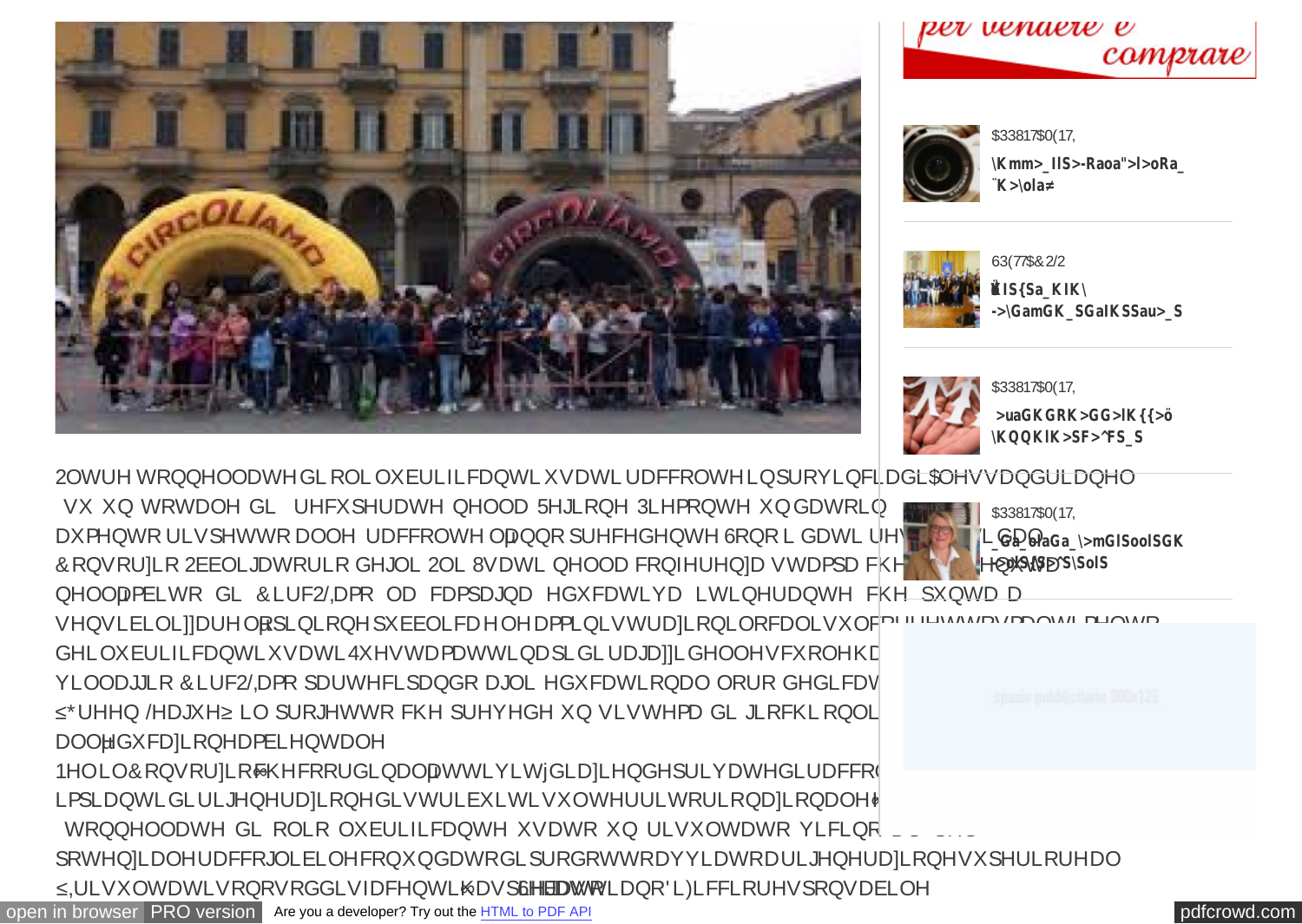per vendere e comprare

APPUNTAMENTI

SPETTACOLO

APPUNTAMENTI

APPUNTAMENTI

spazio pubblicitario 300x125

Oltre tonnellate di oli lubrificanti usati raccolte in provincia di Alessandria nel su un totale di recuperate nella Regione Piemonte un dato in aumento rispetto alle raccolte nell'anno precedente. Sono i dati resi noti dal Consorzio Obbligatorio degli Oli Usati nella conferenza stampa che si è tenuta nell'ambito di CircOLiamo la campagna educativa itinerante che punta a sensibilizzare l'opinione pubblica e le amministrazioni locali sul corretto smaltimento dei lubrificanti usati. Questa mattina più di ragazzi delle scuole hanno visitato il villaggio CircOLiamo partecipando agli educational loro dedicati "Green League" il progetto che prevede un sistema di giochi online dedicati all'educazione ambientale.

Nel il Consorzio che coordina l'attività di aziende private di raccolta e impianti di rigenerazione distribuiti sul territorio nazionale tonnellate di olio lubrificante usato un risultato vicino al potenziale raccoglibile con un dato di prodotto avviato a rigenerazione superiore al

"I risultati sono soddisfacenti" ha spiegato ... ano Di Ficcio responsabile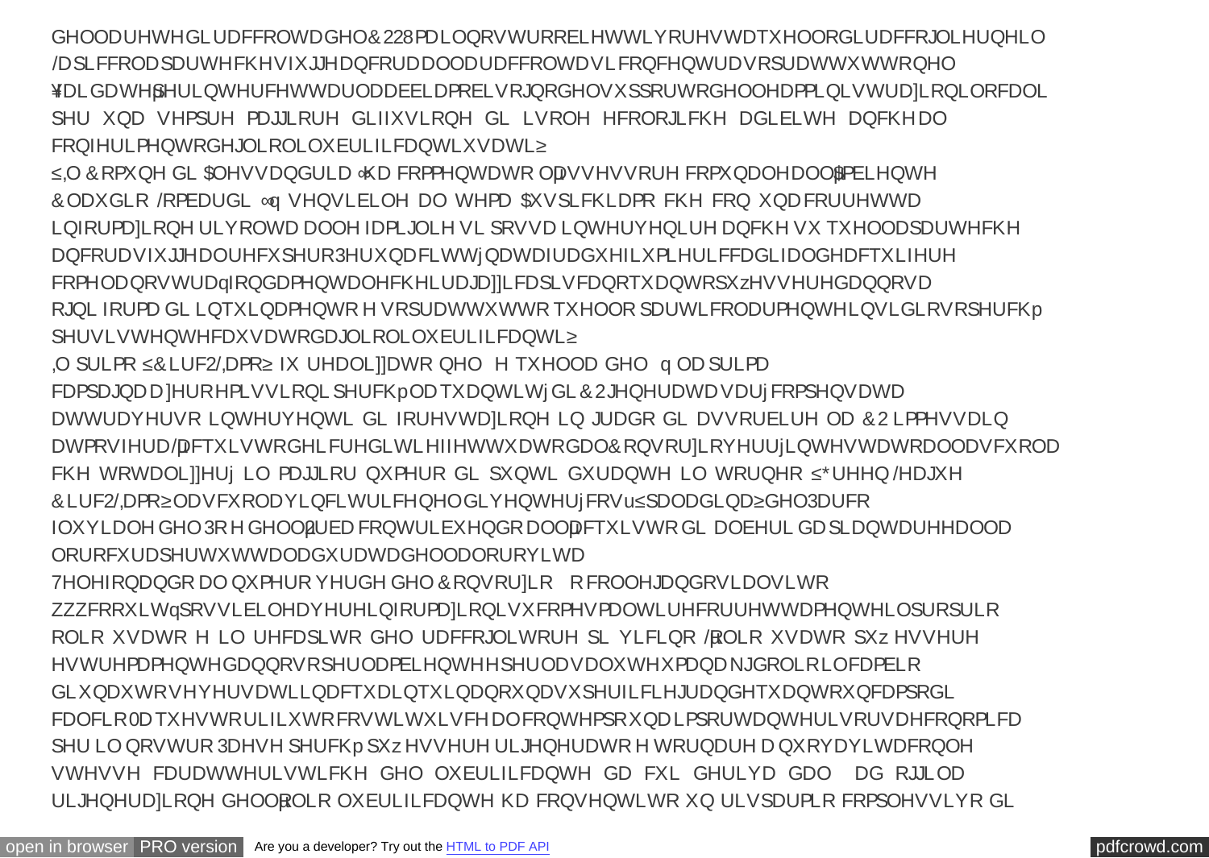GHOOD UHWH GL UDFFROWD GHO &228 PD LO QRVWUR REELHWWLYR UHVWD TXHOOR GL UDFFRJOLHUQH LO

/D SLFFROD SDUWH FKH VIXJJH DQFRUD DOOD UDFFROWD VL FRQFHQWUD VRSUDWWXWWR QHO

¥DLGDWHђHULQWHUFHWWDUOD DEELDPR ELVRJQR GHO VXSSRUWR GHOOH DPPLQLVWUD]LRQL ORFDOL

SHU XQD VHPSUH PDJJLRUH GLIIXVLRQH GL LVROH HFRORJLFKH DGLELWH DQFKH DO

FRQIHULPHQWR GHJOL ROL OXEULILFDQWL XVDWL≥

≤,O &RPXQH GL $OHVVDQGULD ∝KD FRPPHQWDWR OђDVVHVVRUH FRPXQDOH DOOђ$PELHQWH

&ODXGLR /RPEDUGL ∝q VHQVLELOH DO WHPD $XVSLFKLDPR FKH FRQ XQD FRUUHWWD

LQIRUPD]LRQH ULYROWD DOOH IDPLJOLH VL SRVVD LQWHUYHQLUH DQFKH VX TXHOOD SDUWH FKH

DQFRUD VIXJJH DO UHFXSHUR 3HU XQD FLWWj QDWD IUD GXH ILXPL H ULFFD GL IDOGH DFTXLIHUH

FRPH OD QRVWUD q IRQGDPHQWDOH FKH L UDJD]]L FDSLVFDQR TXDQWR SXz HVVHUH GDQQRVD

RJQL IRUPD GL LQTXLQDPHQWR H VRSUDWWXWWR TXHOOR SDUWLFRODUPHQWH LQVLGLRVR SHUFKp

SHUVLVWHQWH FDXVDWR GDJOL ROL OXEULILFDQWL≥

,O SULPR ≤&LUF2/,DPR≥ IX UHDOL]]DWR QHO  H TXHOOD GHO  q OD SULPD

FDPSDJQD D ]HUR HPLVVLRQL SHUFKp OD TXDQWLWj GL &2 JHQHUDWD VDUj FRPSHQVDWD

DWWUDYHUVR LQWHUYHQWL GL IRUHVWD]LRQH LQ JUDGR GL DVVRUELUH OD &2 LPPHVVD LQ

DWPRVIHUD/ђDFTXLVWR GHL FUHGLWL HIIHWWXDWR GDO &RQVRU]LR YHUUj LQWHVWDWR DOOD VFXROD

FKH WRWDOL]]HUj LO PDJJLRU QXPHUR GL SXQWL GXUDQWH LO WRUQHR ≤*UHHQ /HDJXH

&LUF2/,DPR≥ OD VFXROD YLQFLWULFH QHO GLYHQWHUj FRVu ≤SDODGLQD≥ GHO 3DUFR

IOXYLDOH GHO 3R H GHOOђ2UED FRQWULEXHQGR DOOђDFTXLVWR GL DOEHUL GD SLDQWDUH H DOOD

ORUR FXUD SHU WXWWD OD GXUDWD GHOOD ORUR YLWD

7HOHIRQDQGR DO QXPHUR YHUGH GHO &RQVRU]LR  R FROOHJDQGRVL DO VLWR

ZZZFRRXLWqSRVVLELOH DYHUH LQIRUPD]LRQL VX FRPH VPDOWLUH FRUUHWWDPHQWH LO SURSULR

ROLR XVDWR H LO UHFDSLWR GHO UDFFRJOLWRUH SL YLFLQR /ђROLR XVDWR SXz HVVHUH

HVWUHPDPHQWH GDQQRVR SHU O DPELHQWH H SHU OD VDOXWH XPDQD  NJ GL ROLR LO FDPELR

GL XQ DXWR VH YHUVDWL LQ DFTXD LQTXLQDQR XQD VXSHUILFLH JUDQGH TXDQWR XQ FDPSR GL

FDOFLR 0D TXHVWR ULILXWR FRVWLWXLVFH DO FRQWHPSR XQD LPSRUWDQWH ULVRUVD HFRQRPLFD

SHU LO QRVWUR 3DHVH SHUFKp SXz HVVHUH ULJHQHUDWR H WRUQDUH D QXRYD YLWD FRQ OH

VWHVVH FDUDWWHULVWLFKH GHO OXEULILFDQWH GD FXL GHULYD GDO  DG RJJL OD

ULJHQHUD]LRQH GHOOђROLR OXEULILFDQWH KD FRQVHQWLWR XQ ULVSDUPLR FRPSOHVVLYR GL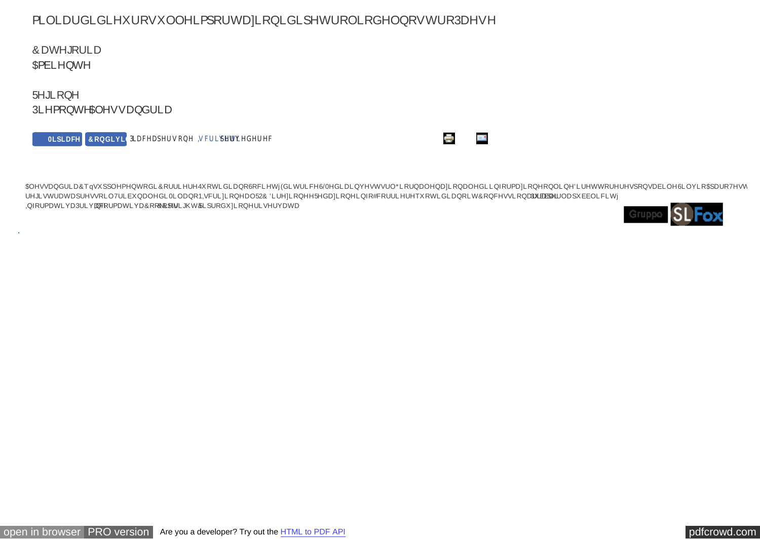PLOLDUGLGLHXURVXOOHLPSRUWD]LRQLGLSHWUROLRGHOQRVWUR3DHVH

&DWHJRULD
$PELHQWH

5HJLRQH
3LHPRQWH$OHVVDQGULD

0LSLDFH &RQGLYL 3LDFHDSHUVRQH ,VFULYLWLSHUYHGHUHF

$OHVVDQGULD&TqVXSSOHPHQWRGL&RUULHUH4XRWLGLDQR6RFLHWj(GLWULFH6/0HGLDLQYHVWVUO*LRUQDOHQD]LRQDOHGLLQIRUPD]LRQHRQOLQH'LUHWWRUHUHVSRQVDELOH6LOYLR$SDUR7HVW UHJLVWUDWDSUHVVRLO7ULEXQDOHGL0LODQRQ1,VFUL]LRQHDO52&'LUH]LRQHH5HGD]LRQHLQIR#FRUULHUHTXRWLGLDQRLW&RQFHVVLRQDULD3XEEOLFLWj
,QIRUPDWLYD3ULYDF\ ,QIRUPDWLYD&RRNLH &RS\ULJKW 5LSURGX]LRQHULVHUYDWD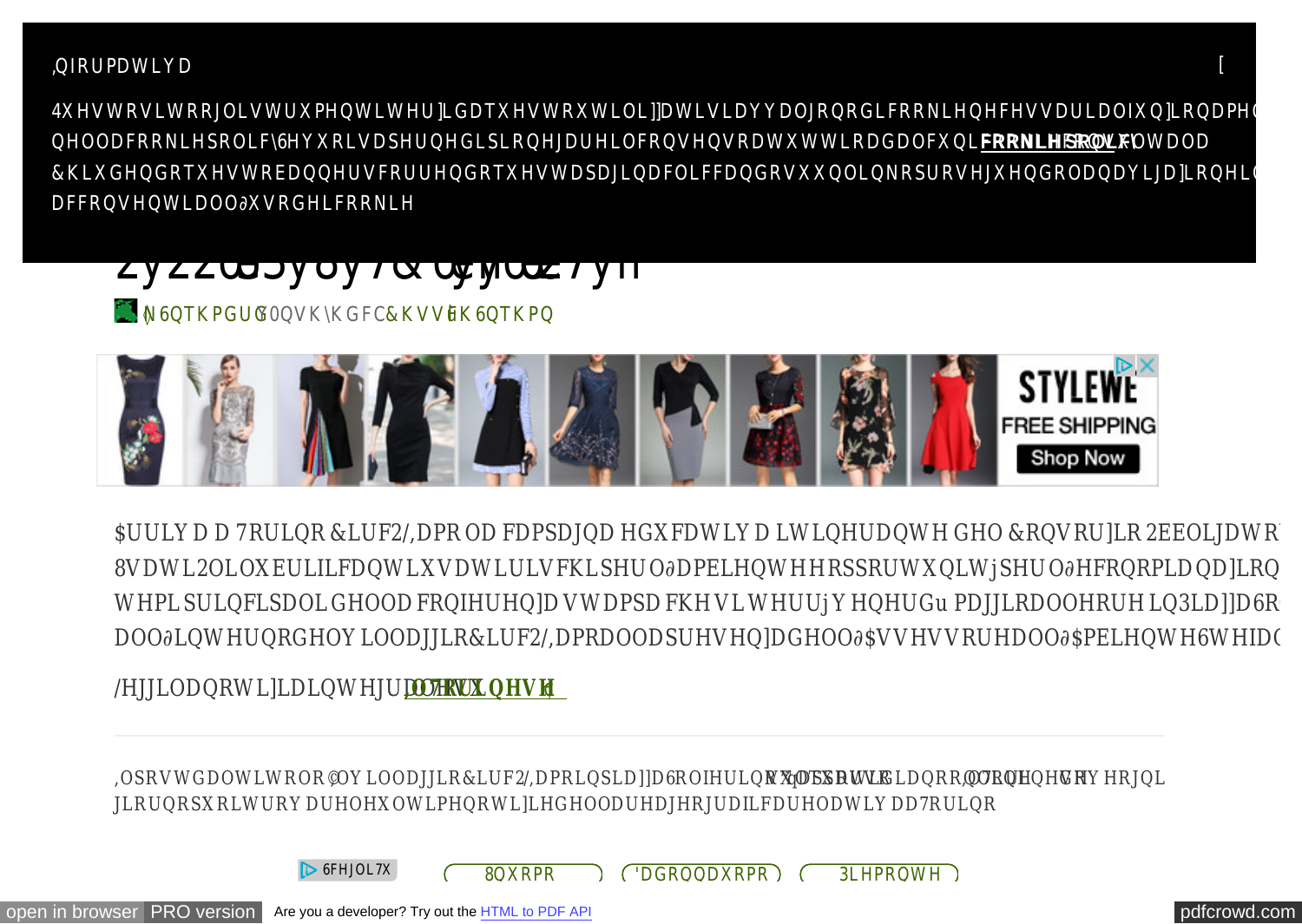,QIRUPDWLYD

[

4XHVWRVLWRRJOLVWUXPHQWLWHU]LGDTXHVWRXWLOL]]DWLVLDYYDOJRQRGLFRRNLHQHFHVVDULDOIXQ]LRQDPH
QHOODFRRNLHSROLF\6HYXRLVDSHUQHGLSLRQHJDUHLOFRQVHQVRDWXWWLRDGDOFXQL **FRRNLHSROLF\** FOLFFDOWDOD
&KLXGHQGRTXHVWREDQQHUVFRUUHQGRTXHVWDSDJLQDFOLFFDQGRVXXQOLQNRSURVHJXHQGRODQDYLJD]LRQHL
DFFRQVHQWLDOO∂XVRGHLFRRNLH

Zy22ω3y8y7& ωyω27yh

N6QTKPGUG 0QVK\KGFC &KVVC GK 6QTKPQ

$UULYD D D 7RULQR &LUF2/,DPRQOD FDPSDJQD HGXFDWLYD D LWLQHUDQWH GHO &RQVRU]LR 2EEOLJDWR
8VDWL 2OLR OXEULILFDQWLXVDWLULVFKLSHU O∂DPELHQWH H RSSRUWXQLWj SHU O∂HFRQRPLD QD]LRQ
WHPL SULQFLSDOL GHOOD FRQIHUHQ]D VWDPSD FKH VL WHUUj Y HQHUGu PDJJLRDOOHRUH LQ3LD]]D6R
DOO∂LQWHUQRGHOY LOODJJLR&LUF2/,DPRDOODSUHVHQ]DGHOO∂$VVHVVRUHDOO∂$PELHQWH6WHIDQ

/HJJLODQRWL]LDLQWHJUDOH 7RULQRHVH

,OSRVWGDOWLWRORY LOODJJLR&LUF2/,DPRLQSLD]]D6ROIHULQR XQDFDPSDJQD HGXFDWLYD DSSURGD D7RULQR SURYLHQHGDFRRSHUDQGR HXQLQVRQ JLRUQRSXRLWURY DUHHOXWLPHQRWL]LHGHOODUHDJHRJUDILFDUHODWLYDD7RULQR

6FHJOL7X

8QXRPR 'DQQDXRPR 3LHPRQWH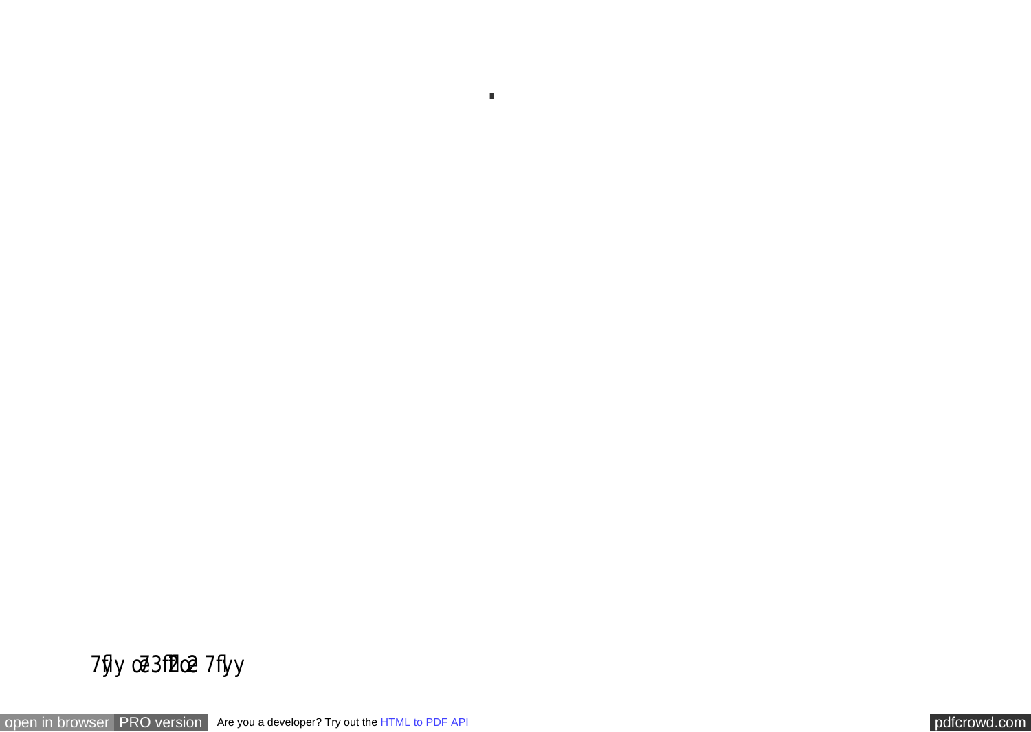7ﬂy oƶ3ﬀ2oƶ 7ﬂyy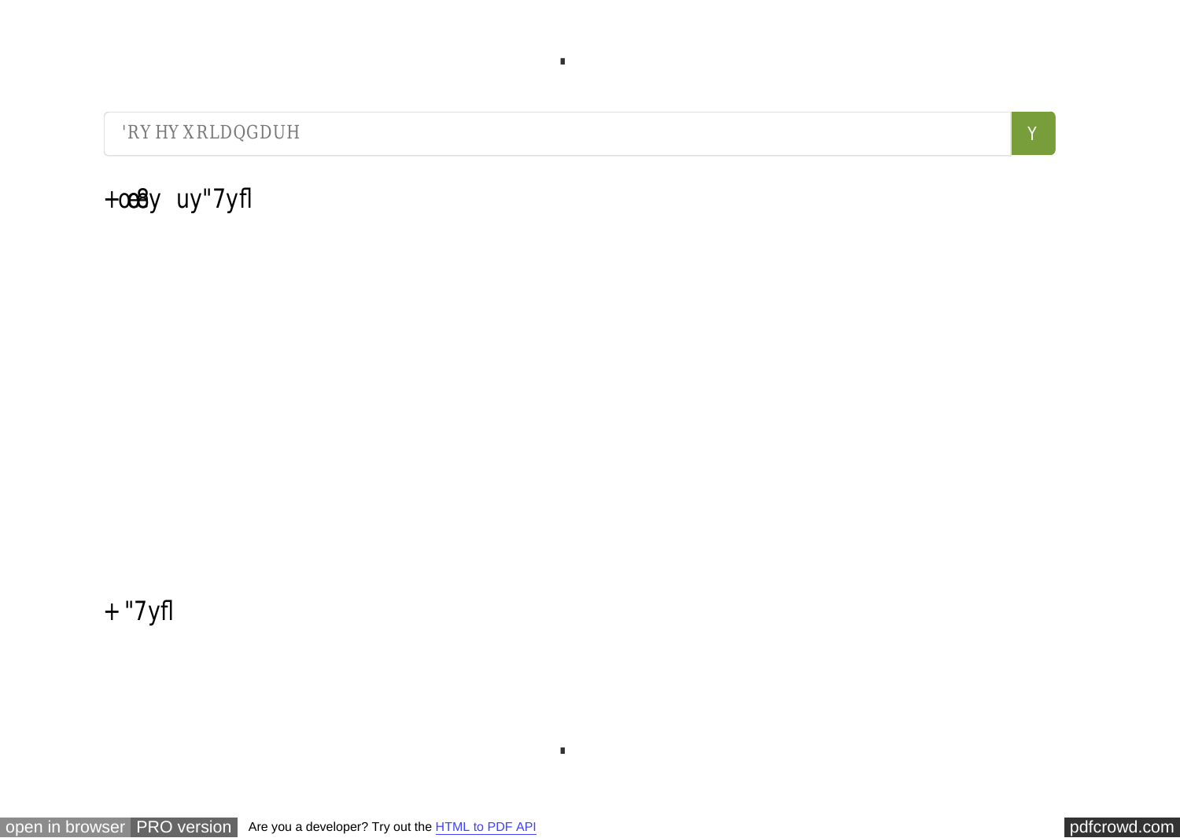'RY HY XRLDQGDUH

Y

+œ8y uy"7yfl

+ "7yfl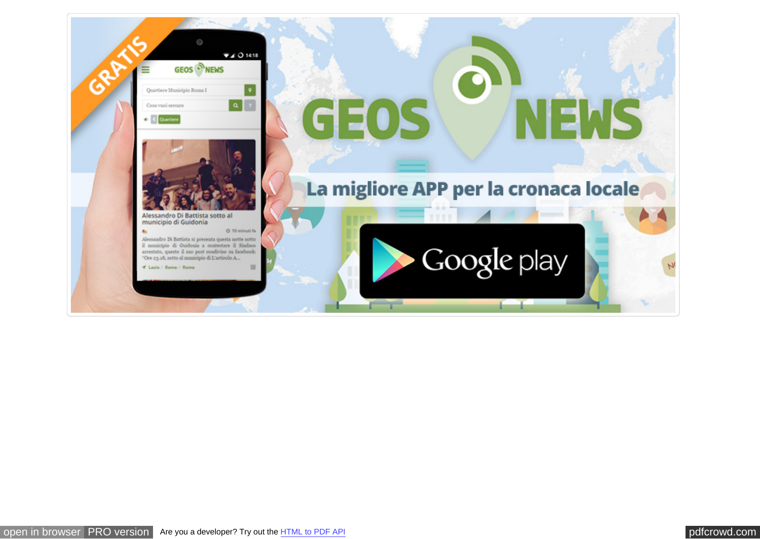GRATIS

GEOS NEWS

La migliore APP per la cronaca locale

Google play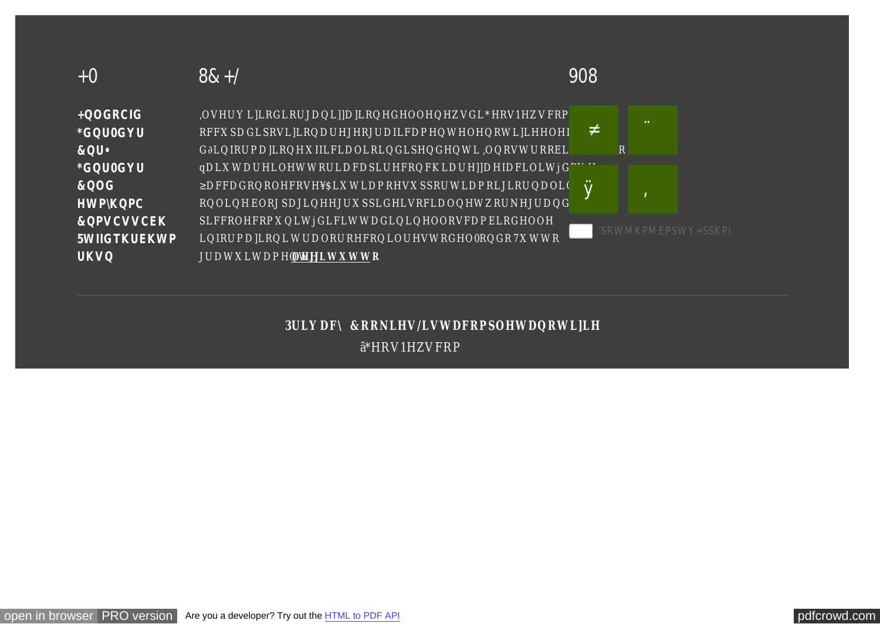+0

8& +/

908

**+QOGRCIG**
**\*GQU0GYU**
**&QU•**
**\*GQU0GYU**
**&QOG**
**HWP\KQPC**
**&QPVCVVCEK**
**5WIIGTKUEKWP**
**UKVQ**

,OVHUY L]LRGLRUJDQL]]D]LRQHGHOOHQHZVGL\*HRV1HZVFRP
RFFXSDGLSRVL]LRQDUHJHRJUDILFDPHQWHOHQRWL]LHHOHI
G∂LQIRUPD]LRQHXIILFLDOLRLQGLSHQGHQWL ,OQRVWURRELR
qDLXWDUHLOHWWRULDFDSLUHFRQFKLDUH]]DHIDFLOLWjG
≥DFFDGRQROHFRVH¥$LXWLDPRHVXSSRUWLDPRLJLRUQDOLG
RQOLQHEORJSDJLQHJUXSSLGHLVRFLDOQHWZRUNHJUDQG
SLFFROHFRPXQLWjGLFLWWDGLQLQHOORVFDPELRGHOOH
LQIRUPD]LRQLWUDORURHFRQLOUHVWRGHO0RQGR7XWWR
JUDWXLWDPHQWH **QHJLWWWR**

≠ ¨ ÿ ,

'SRWMKPMEPSWY+SSKPI

---

**3ULYDF\ &RRNLHV/LVWDFRPSOHWDQRWL]LH**

ã\*HRV1HZVFRP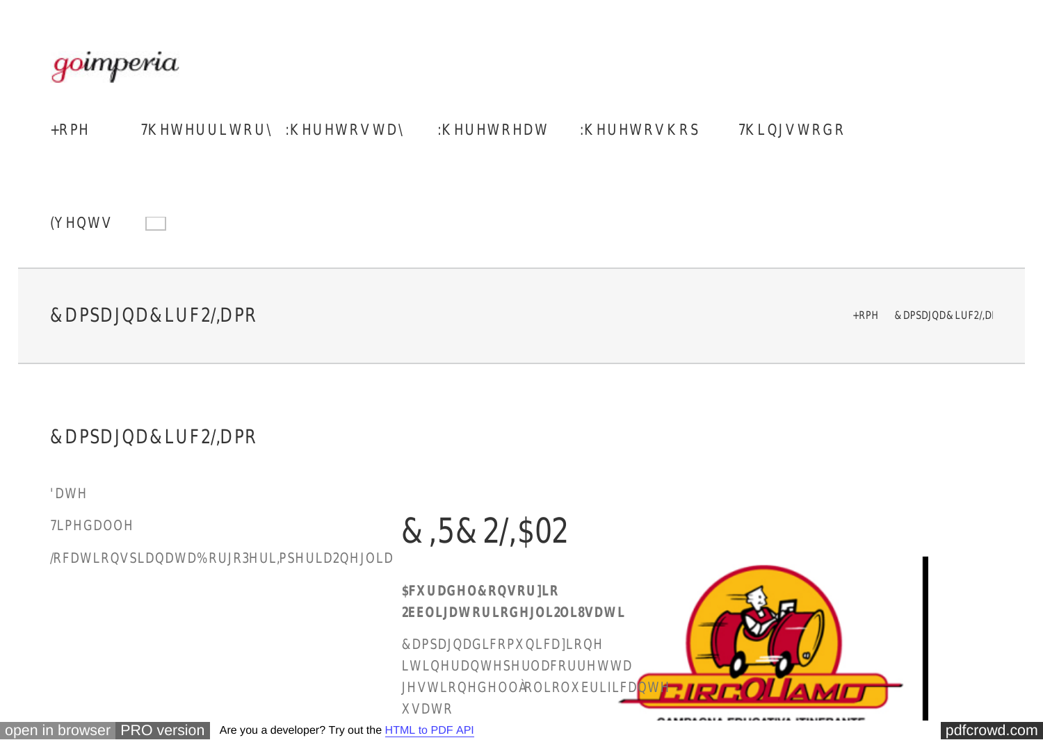goimperia

+RPH 7KHWHUULWRU\ :KHUHWRVWD\ :KHUHWRHDW :KHUHWRVKRS 7KLQJVWRGR

(YHQWV

&DPSDJQD&LUF2/,DPR

+RPH &DPSDJQD&LUF2/,D

## &DPSDJQD&LUF2/,DPR

'DWH

7LPHGDOOH

/RFDWLRQVSLDQDWD%RUJR3HUL,PSHULD2QHJOLD

# &,5&2/,$02

**$FXUDGHO&RQVRU]LR**
**2EEOLJDWRULRGHJOL2OL8VDWL**

&DPSDJQDGLFRPXQLFD]LRQH LWLQHUDQWHSHUODFRUUHWWD JHVWLRQHGHOOÀROLRXEULILFDQWH XVDWR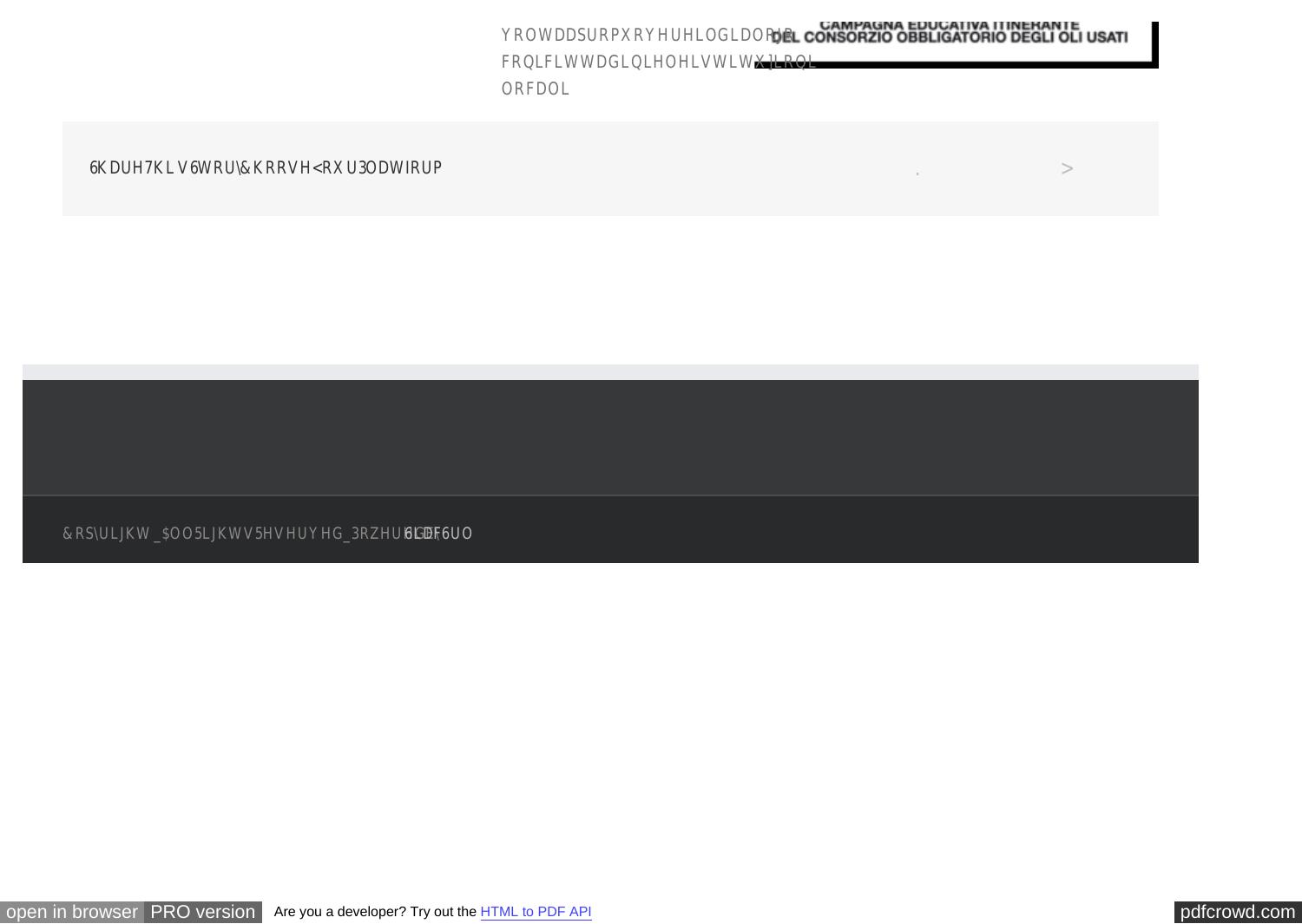YROWDDSURPXRYHUHLGLDORJR FRQLFLWWDGLQLHOHLVWLWX]LRQL ORFDOL

CAMPAGNA EDUCATIVA ITINERANTE DEL CONSORZIO OBBLIGATORIO DEGLI OLI USATI

6KDUH7KLV6WRU\&KRRVH<RXU3ODWIRUP

&RS\ULJKW_$OO5LJKWV5HVHUYHG_3RZHUHGE\ 6LDF6UO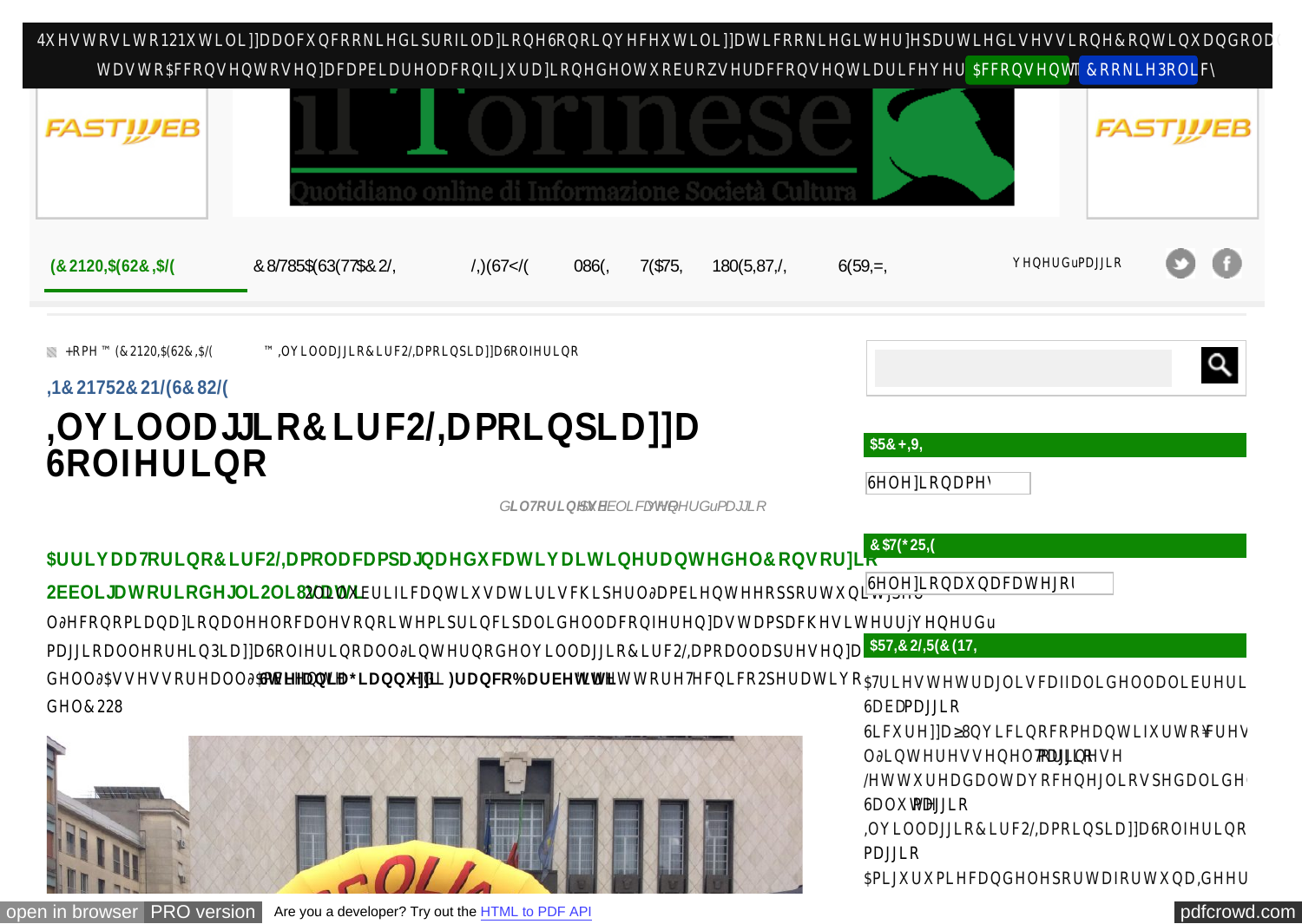Home » ECONOMIA E SOCIALE » Il villaggio CircOLIamo in piazza Solferino

INCONTRO CON LE SCUOLE

# Il villaggio CircOLIamo in piazza Solferino

di Il Torinese — Pubblicato in ECONOMIA E SOCIALE — venerdì maggio

**Arriva a Torino CircOLIamo la campagna educativa itinerante del Consorzio Obbligatorio degli Oli Usati.** Oli lubrificanti usati: rischi per l'ambiente e opportunità per l'economia nazionale e locale sono i temi principali della conferenza stampa che si terrà venerdì maggio alle ore in Piazza Solferino all'interno del villaggio CircOLIamo alla presenza dell'Assessore all'Ambiente **Gianni... Franco Barberis**, Direttore Tecnico Operativo del COOU.

**ARCHIVIO**

Seleziona mese

**CATEGORIE**

Seleziona una categoria

**ARTICOLI RECENTI**

- A Trieste tra gli scaffali della libreria Saba maggio
- Sicurezza: "Un vicino come antifurto": cresce l'interesse nel Torinese maggio
- Letture ad alta voce negli ospedali de... Salute maggio
- Il villaggio CircOLIamo in piazza Solferino maggio
- Amigurumi e candele portafortuna...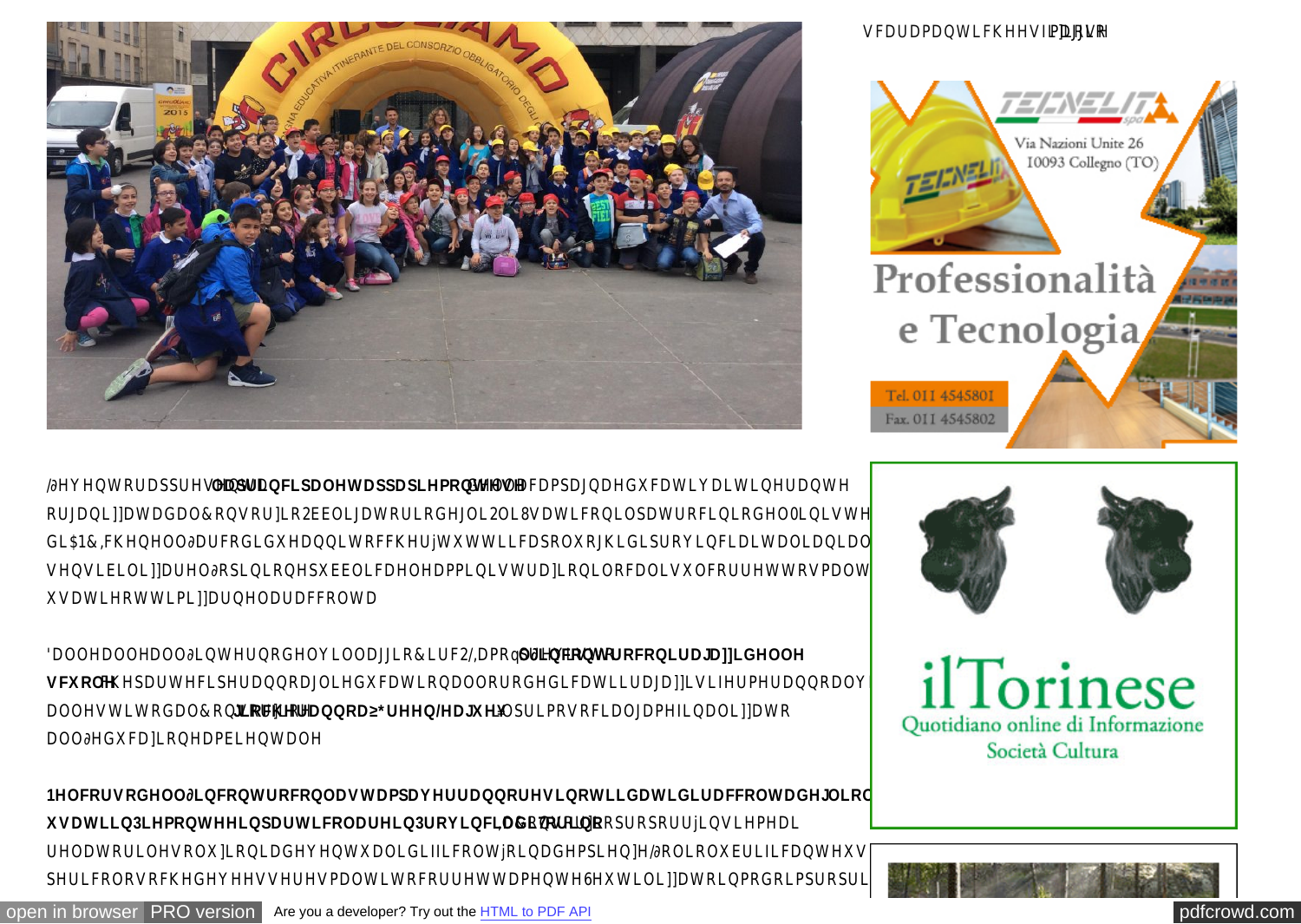VFDUDPDQWLFKHHVLPDJLVH

Via Nazioni Unite 26
10093 Collegno (TO)

Professionalità
e Tecnologia

Tel. 011 4545801
Fax. 011 4545802

/∂HYHQWRDSSUHVVODSULQFLSDOHWDSSDLHPRQWHVHOODFDPSDJQDHGXFDWLYDLWLQHUDQWH
RUJDQL]]DWDGDO&RQVRU]LR2EEOLJDWRULRGHJOL2OL8VDWLFRQLOSDWURFLQLRGHO0LQLVWH
GL$1&,FKHQHOO∂DUFRGLGXHDQQLWRFFKHUjWXWWLLFDSROXRJKLGLSURYLQFLDLWDOLDQLDO
VHQVLELOL]]DUHO∂RSLQLRQHSXEEOLFDHOHDPPLQLVWUD]LRQLORFDOLVXOFRUUHWWRVPDOW
XVDWLHRWWLPL]]DUQHODUDFFROWD

'DOOHDOOHDOO∂LQWHUQRGHOYLOODJJLR&LUF2/,DPRq **VWDWRLOFRQWURFRQLUDJD]]LGHOOH VFXROH** FKHSDUWHFLSHUDQQRDJOHGXFDWLRQDOORURGHGLFDWLLUDJD]]LVLIHUPHUDQQRDOV
DOOHVWLWRGDO&RQVRU]LRFKHRUHDQQRD≥*UHHQ/HDJXH≥LOSULPRVRFLDOJDPHFRQLQL]]DWR
DOO∂HGXFD]LRQHDPEHQWDOH

**1HOFRUVRGHOO∂LQFRQWURFRQODVWDPSDYHUUDQQRUHVLQRWLLGDWLGLUDFFROWDGHJOLRO XVDWLLQ3LHPRQWHHLQSDUWLFRODUHLQ3URYLQFLDGL7RULQR** OOFRQVRU]LRKDSURSRVWRUjLQVLHPHDL
UHODWRULOHVROX]LRQLDGHYHQWXDOLGLIILFROWjLQDGHPSLHQ]HO∂ROLRXEULILFDQWHXV
SHULFRORVRFKHGHYHHVVHUHVPDOWLWRFRUUHWWDPHQWH6HXWLOL]]DWRLQPRGRLPSURSUL

ilTorinese
Quotidiano online di Informazione
Società Cultura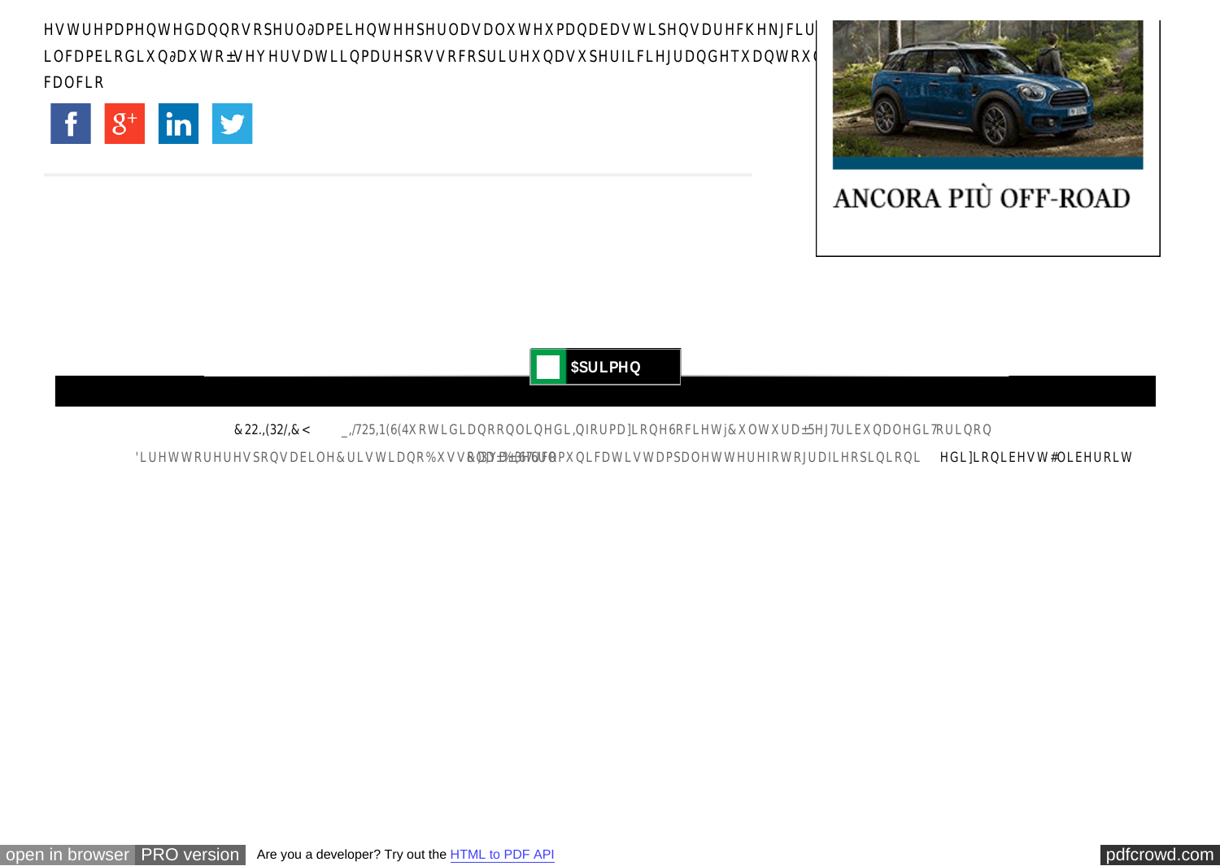HVWUHPDPHQWHGDQQRVRSHUO∂DPELHQWHHSHUODVDOXWHXPDQDEDVWLSHQVDUHFKHNJFLU
LFDPELRGLXQ∂DXWR±VHYHUVDWLLQPDUHSRVVRFRSULUHXQDVXSHUILFLHJUDQGHTXDQWRX
FDOFLR

ANCORA PIÙ OFF-ROAD

$SULPHQ

&22.,(32/,&< _,/725,1(6(4XRWLGLDQRRQOLQHGL,QIRUPD]LRQH6RFLHWj&XOWXUD±5HJ7ULEXQDOHGL7RULQR

'LUHWWRUHUHVSRQVDELOH&ULVWLDQR%XVVR/D&RS\ULJKW&RPXQLFDWLVWDPSDOHWWHUHIRWRJUDILHSLQLRQL HGL]LRQLEHVW#OLEHURLW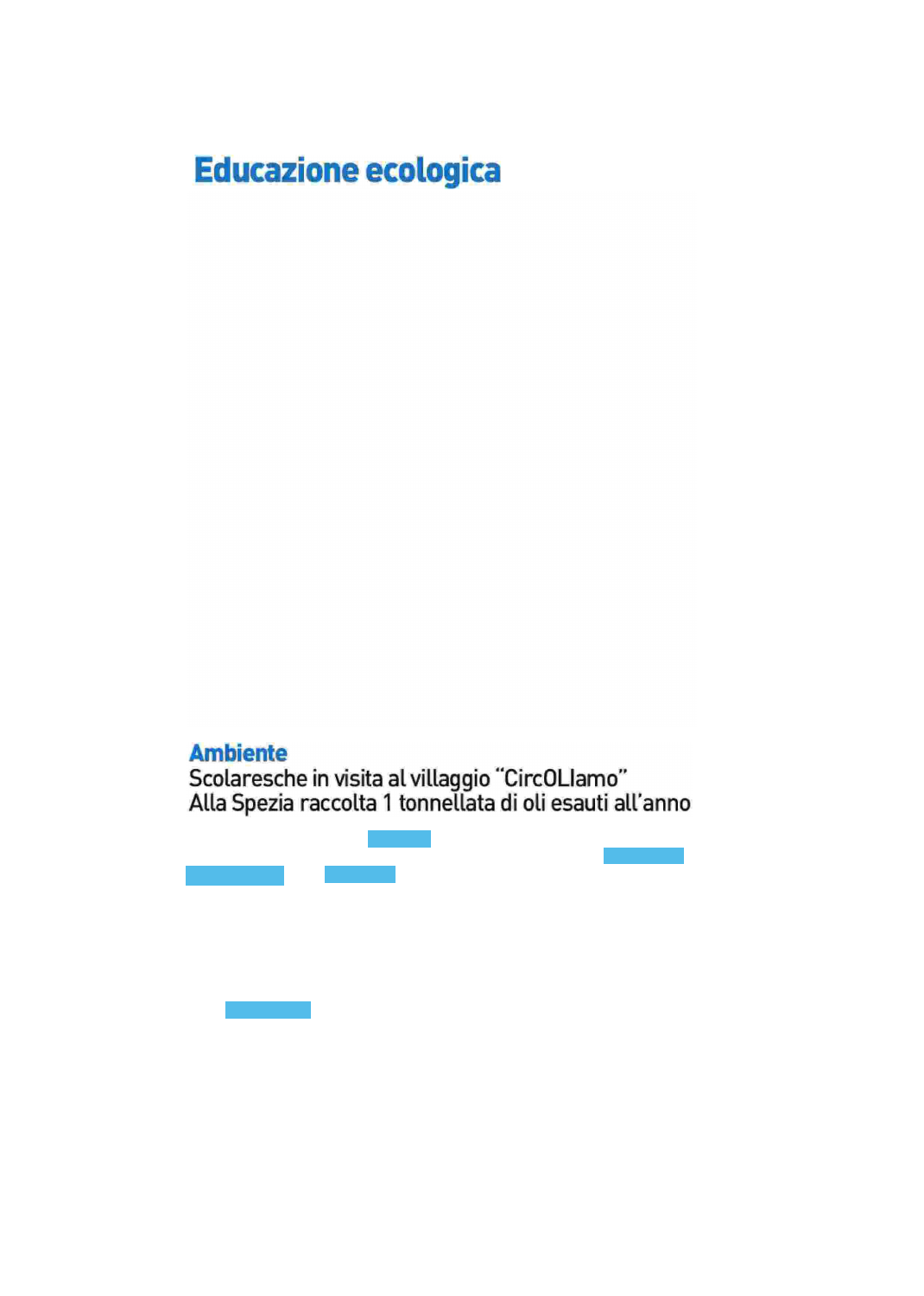# Educazione ecologica

**Ambiente**

Scolaresche in visita al villaggio "CircOLIamo"
Alla Spezia raccolta 1 tonnellata di oli esauti all'anno